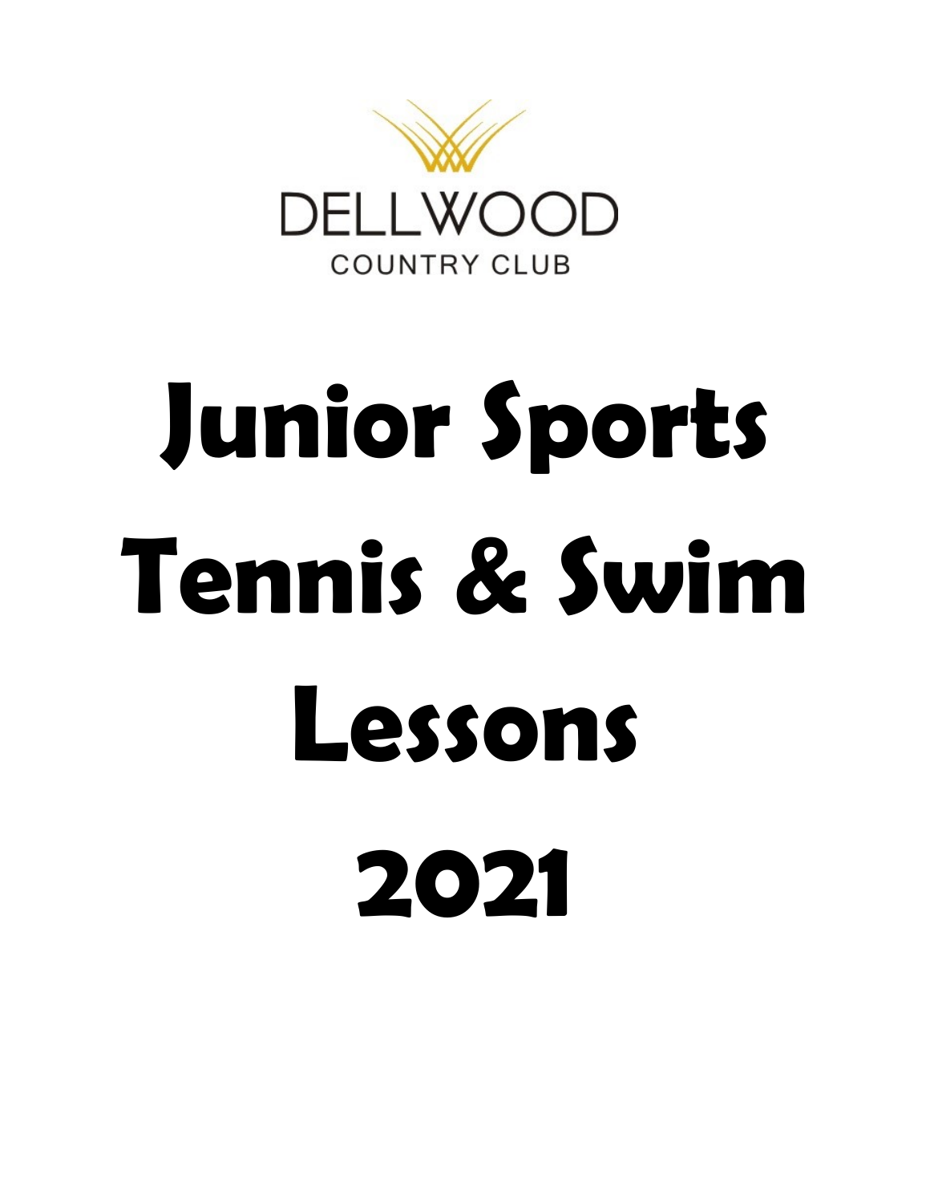DELLWOOD

COUNTRY CLUB

# Junior Sports Tennis & Swim Lessons 2021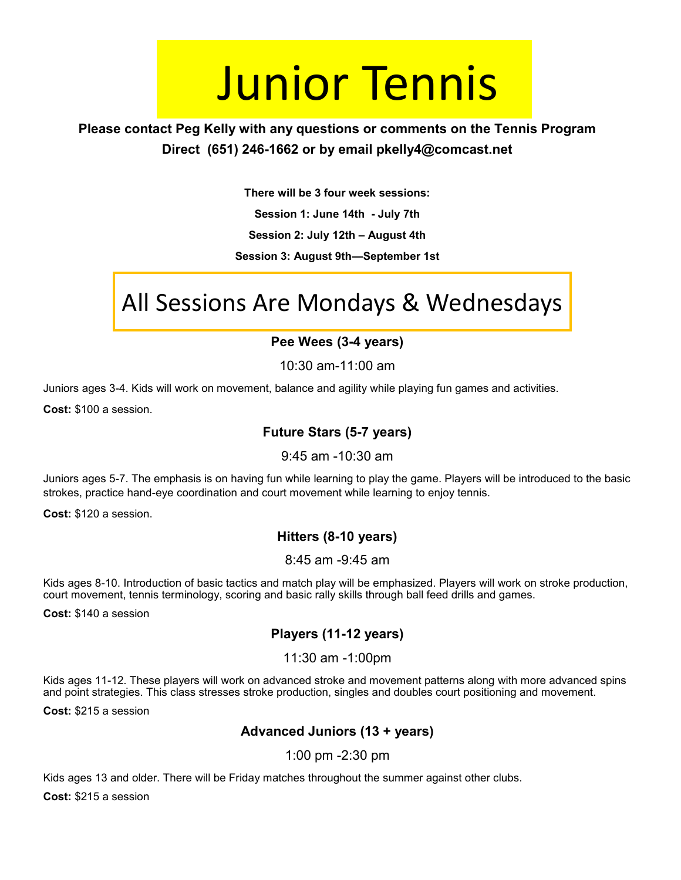# Junior Tennis

**Please contact Peg Kelly with any questions or comments on the Tennis Program**
**Direct (651) 246-1662 or by email pkelly4@comcast.net**

**There will be 3 four week sessions:**

**Session 1: June 14th - July 7th**

**Session 2: July 12th – August 4th**

**Session 3: August 9th—September 1st**

## All Sessions Are Mondays & Wednesdays

### Pee Wees (3-4 years)

10:30 am-11:00 am

Juniors ages 3-4. Kids will work on movement, balance and agility while playing fun games and activities.

**Cost:** $100 a session.

### Future Stars (5-7 years)

9:45 am -10:30 am

Juniors ages 5-7. The emphasis is on having fun while learning to play the game. Players will be introduced to the basic strokes, practice hand-eye coordination and court movement while learning to enjoy tennis.

**Cost:** $120 a session.

### Hitters (8-10 years)

8:45 am -9:45 am

Kids ages 8-10. Introduction of basic tactics and match play will be emphasized. Players will work on stroke production, court movement, tennis terminology, scoring and basic rally skills through ball feed drills and games.

**Cost:** $140 a session

### Players (11-12 years)

11:30 am -1:00pm

Kids ages 11-12. These players will work on advanced stroke and movement patterns along with more advanced spins and point strategies. This class stresses stroke production, singles and doubles court positioning and movement.

**Cost:** $215 a session

### Advanced Juniors (13 + years)

1:00 pm -2:30 pm

Kids ages 13 and older. There will be Friday matches throughout the summer against other clubs.

**Cost:** $215 a session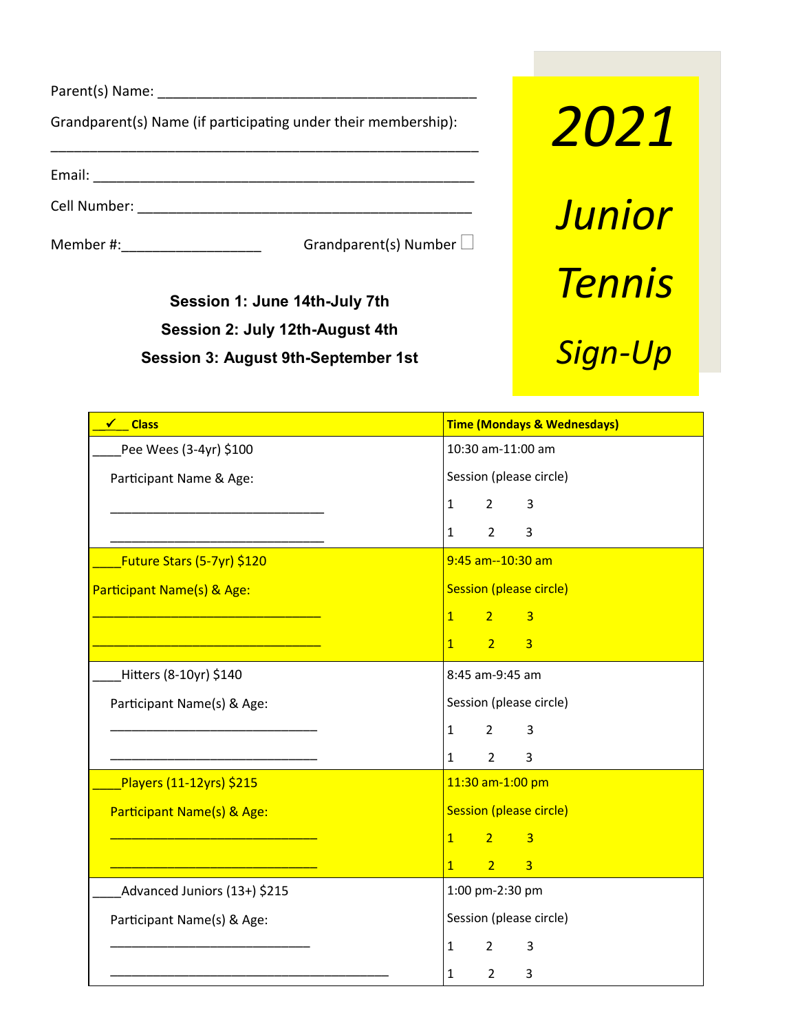# 2021 Junior Tennis Sign-Up

Parent(s) Name: ________________________________________

Grandparent(s) Name (if participating under their membership):

__________________________________________________

Email: ________________________________________________

Cell Number: ___________________________________________

Member #:_________________ Grandparent(s) Number ☐

**Session 1: June 14th-July 7th**

**Session 2: July 12th-August 4th**

**Session 3: August 9th-September 1st**

| ✓ Class | Time (Mondays & Wednesdays) |
|---|---|
| ____Pee Wees (3-4yr) $100 | 10:30 am-11:00 am |
| Participant Name & Age: | Session (please circle) |
| ______________________________ | 1 2 3 |
| ______________________________ | 1 2 3 |
| ____Future Stars (5-7yr) $120 | 9:45 am--10:30 am |
| Participant Name(s) & Age: | Session (please circle) |
| ______________________________ | 1 2 3 |
| ______________________________ | 1 2 3 |
| ____Hitters (8-10yr) $140 | 8:45 am-9:45 am |
| Participant Name(s) & Age: | Session (please circle) |
| ______________________________ | 1 2 3 |
| ______________________________ | 1 2 3 |
| ____Players (11-12yrs) $215 | 11:30 am-1:00 pm |
| Participant Name(s) & Age: | Session (please circle) |
| ______________________________ | 1 2 3 |
| ______________________________ | 1 2 3 |
| ____Advanced Juniors (13+) $215 | 1:00 pm-2:30 pm |
| Participant Name(s) & Age: | Session (please circle) |
| ______________________________ | 1 2 3 |
| ______________________________ | 1 2 3 |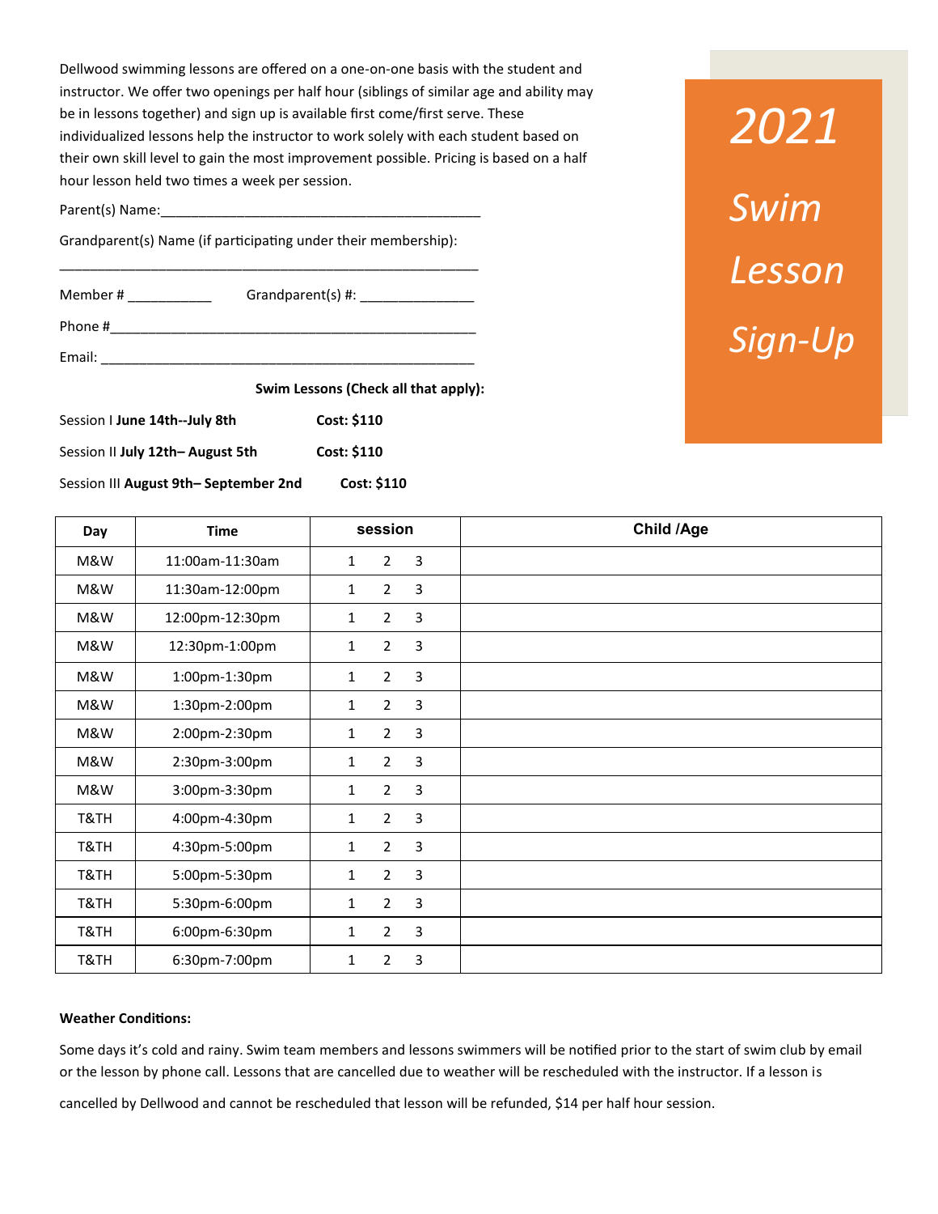# 2021 Swim Lesson Sign-Up

Dellwood swimming lessons are offered on a one-on-one basis with the student and instructor. We offer two openings per half hour (siblings of similar age and ability may be in lessons together) and sign up is available first come/first serve. These individualized lessons help the instructor to work solely with each student based on their own skill level to gain the most improvement possible. Pricing is based on a half hour lesson held two times a week per session.

Parent(s) Name:_________________________________________

Grandparent(s) Name (if participating under their membership):

______________________________________________________

Member # ___________ Grandparent(s) #: _______________

Phone #__________________________________________________

Email: ___________________________________________________

**Swim Lessons (Check all that apply):**

Session I **June 14th--July 8th** **Cost: $110**

Session II **July 12th– August 5th** **Cost: $110**

Session III **August 9th– September 2nd** **Cost: $110**

| Day | Time | session | Child /Age |
|---|---|---|---|
| M&W | 11:00am-11:30am | 1 2 3 | |
| M&W | 11:30am-12:00pm | 1 2 3 | |
| M&W | 12:00pm-12:30pm | 1 2 3 | |
| M&W | 12:30pm-1:00pm | 1 2 3 | |
| M&W | 1:00pm-1:30pm | 1 2 3 | |
| M&W | 1:30pm-2:00pm | 1 2 3 | |
| M&W | 2:00pm-2:30pm | 1 2 3 | |
| M&W | 2:30pm-3:00pm | 1 2 3 | |
| M&W | 3:00pm-3:30pm | 1 2 3 | |
| T&TH | 4:00pm-4:30pm | 1 2 3 | |
| T&TH | 4:30pm-5:00pm | 1 2 3 | |
| T&TH | 5:00pm-5:30pm | 1 2 3 | |
| T&TH | 5:30pm-6:00pm | 1 2 3 | |
| T&TH | 6:00pm-6:30pm | 1 2 3 | |
| T&TH | 6:30pm-7:00pm | 1 2 3 | |

**Weather Conditions:**

Some days it's cold and rainy. Swim team members and lessons swimmers will be notified prior to the start of swim club by email or the lesson by phone call. Lessons that are cancelled due to weather will be rescheduled with the instructor. If a lesson is cancelled by Dellwood and cannot be rescheduled that lesson will be refunded, $14 per half hour session.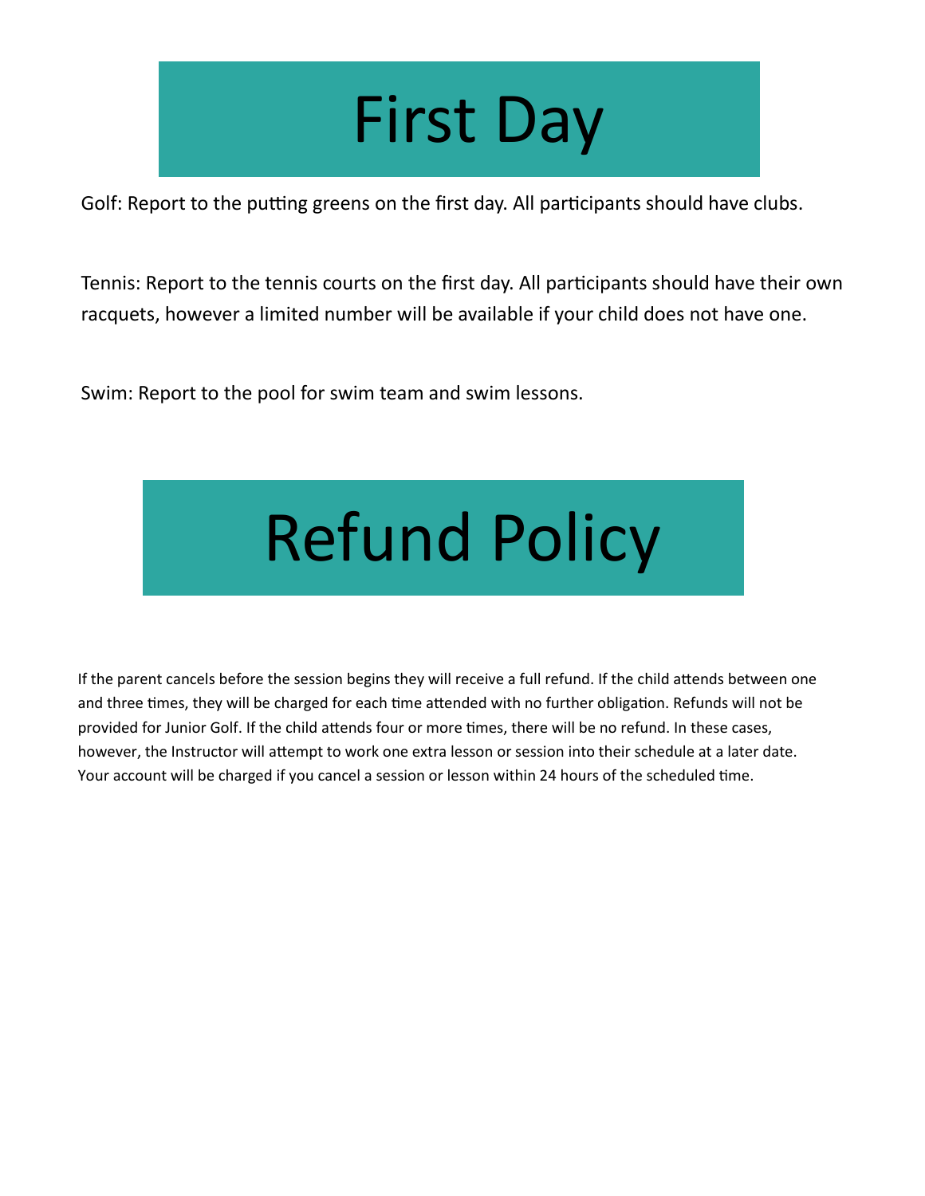# First Day

Golf: Report to the putting greens on the first day. All participants should have clubs.

Tennis: Report to the tennis courts on the first day. All participants should have their own racquets, however a limited number will be available if your child does not have one.

Swim: Report to the pool for swim team and swim lessons.

# Refund Policy

If the parent cancels before the session begins they will receive a full refund. If the child attends between one and three times, they will be charged for each time attended with no further obligation. Refunds will not be provided for Junior Golf. If the child attends four or more times, there will be no refund. In these cases, however, the Instructor will attempt to work one extra lesson or session into their schedule at a later date. Your account will be charged if you cancel a session or lesson within 24 hours of the scheduled time.